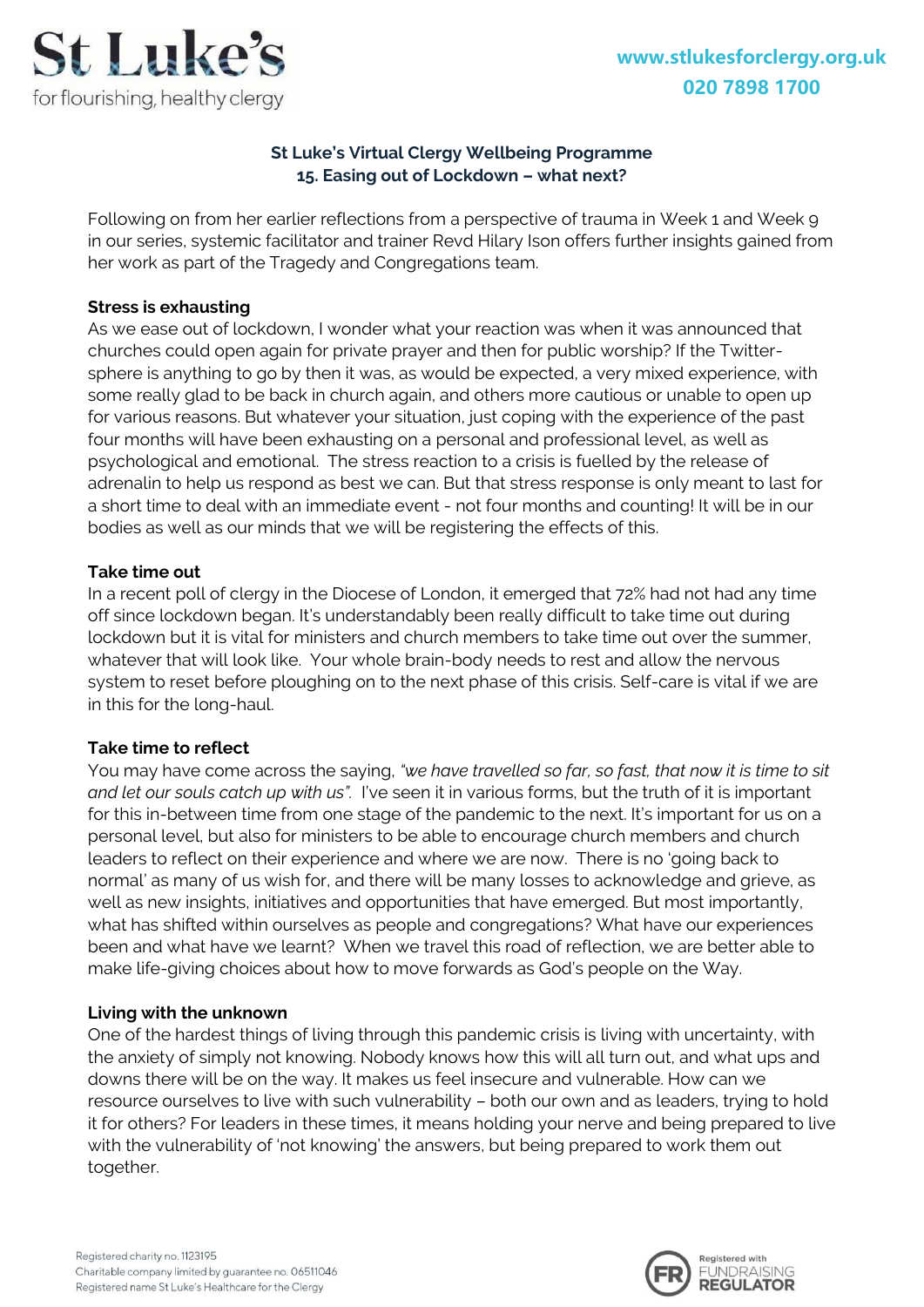St Luke's
for flourishing, healthy clergy

www.stlukesforclergy.org.uk
020 7898 1700

## St Luke's Virtual Clergy Wellbeing Programme
## 15. Easing out of Lockdown – what next?

Following on from her earlier reflections from a perspective of trauma in Week 1 and Week 9 in our series, systemic facilitator and trainer Revd Hilary Ison offers further insights gained from her work as part of the Tragedy and Congregations team.

**Stress is exhausting**
As we ease out of lockdown, I wonder what your reaction was when it was announced that churches could open again for private prayer and then for public worship? If the Twitter-sphere is anything to go by then it was, as would be expected, a very mixed experience, with some really glad to be back in church again, and others more cautious or unable to open up for various reasons. But whatever your situation, just coping with the experience of the past four months will have been exhausting on a personal and professional level, as well as psychological and emotional. The stress reaction to a crisis is fuelled by the release of adrenalin to help us respond as best we can. But that stress response is only meant to last for a short time to deal with an immediate event - not four months and counting! It will be in our bodies as well as our minds that we will be registering the effects of this.

**Take time out**
In a recent poll of clergy in the Diocese of London, it emerged that 72% had not had any time off since lockdown began. It's understandably been really difficult to take time out during lockdown but it is vital for ministers and church members to take time out over the summer, whatever that will look like. Your whole brain-body needs to rest and allow the nervous system to reset before ploughing on to the next phase of this crisis. Self-care is vital if we are in this for the long-haul.

**Take time to reflect**
You may have come across the saying, *"we have travelled so far, so fast, that now it is time to sit and let our souls catch up with us"*. I've seen it in various forms, but the truth of it is important for this in-between time from one stage of the pandemic to the next. It's important for us on a personal level, but also for ministers to be able to encourage church members and church leaders to reflect on their experience and where we are now. There is no 'going back to normal' as many of us wish for, and there will be many losses to acknowledge and grieve, as well as new insights, initiatives and opportunities that have emerged. But most importantly, what has shifted within ourselves as people and congregations? What have our experiences been and what have we learnt? When we travel this road of reflection, we are better able to make life-giving choices about how to move forwards as God's people on the Way.

**Living with the unknown**
One of the hardest things of living through this pandemic crisis is living with uncertainty, with the anxiety of simply not knowing. Nobody knows how this will all turn out, and what ups and downs there will be on the way. It makes us feel insecure and vulnerable. How can we resource ourselves to live with such vulnerability – both our own and as leaders, trying to hold it for others? For leaders in these times, it means holding your nerve and being prepared to live with the vulnerability of 'not knowing' the answers, but being prepared to work them out together.

Registered charity no. 1123195
Charitable company limited by guarantee no. 06511046
Registered name St Luke's Healthcare for the Clergy

Registered with FUNDRAISING REGULATOR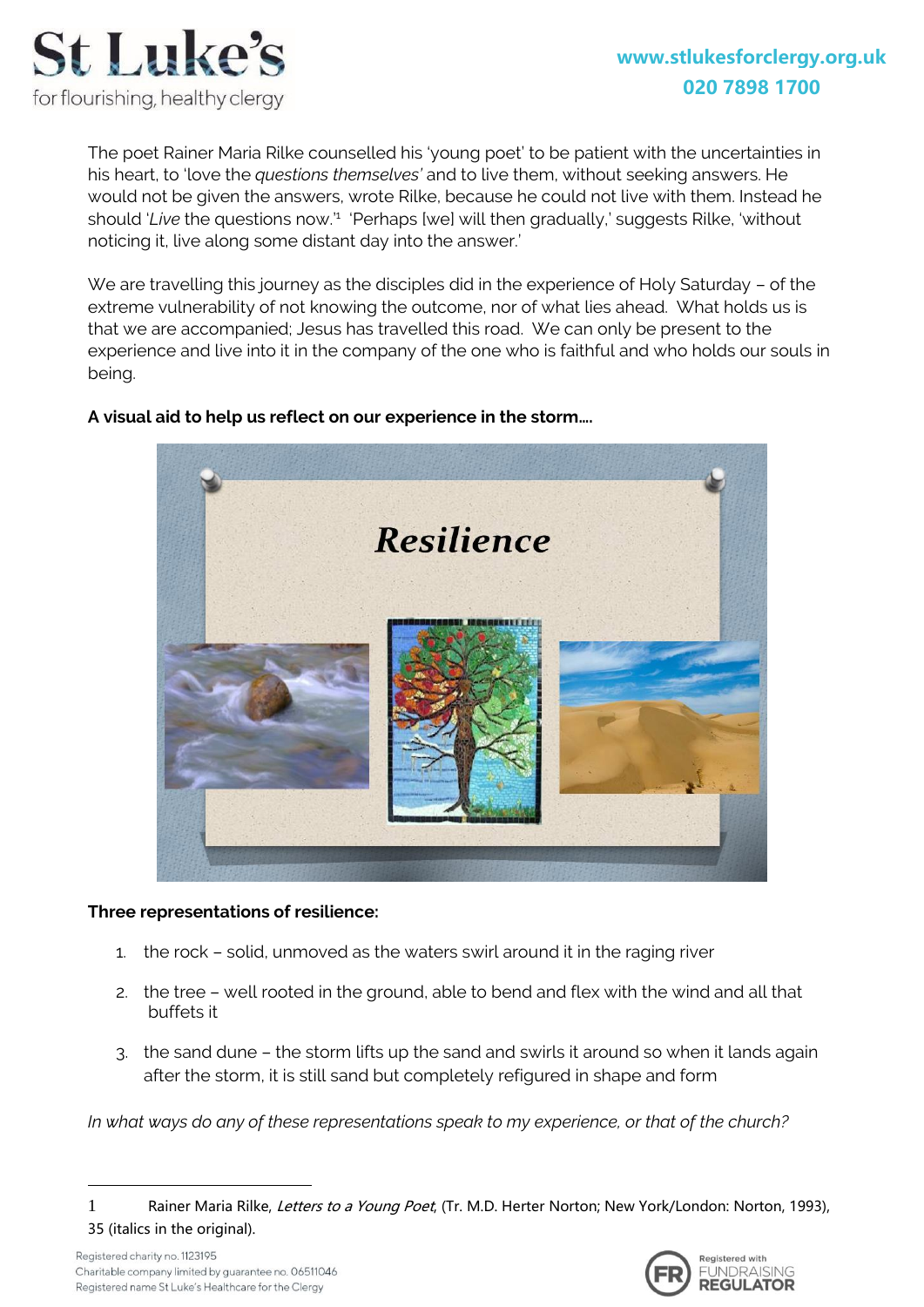The poet Rainer Maria Rilke counselled his 'young poet' to be patient with the uncertainties in his heart, to 'love the *questions themselves'* and to live them, without seeking answers. He would not be given the answers, wrote Rilke, because he could not live with them. Instead he should '*Live* the questions now.'[1] 'Perhaps [we] will then gradually,' suggests Rilke, 'without noticing it, live along some distant day into the answer.'

We are travelling this journey as the disciples did in the experience of Holy Saturday – of the extreme vulnerability of not knowing the outcome, nor of what lies ahead. What holds us is that we are accompanied; Jesus has travelled this road. We can only be present to the experience and live into it in the company of the one who is faithful and who holds our souls in being.

**A visual aid to help us reflect on our experience in the storm….**

**Three representations of resilience:**

1. the rock – solid, unmoved as the waters swirl around it in the raging river
2. the tree – well rooted in the ground, able to bend and flex with the wind and all that buffets it
3. the sand dune – the storm lifts up the sand and swirls it around so when it lands again after the storm, it is still sand but completely refigured in shape and form

*In what ways do any of these representations speak to my experience, or that of the church?*

---

[1] Rainer Maria Rilke, *Letters to a Young Poet*, (Tr. M.D. Herter Norton; New York/London: Norton, 1993), 35 (italics in the original).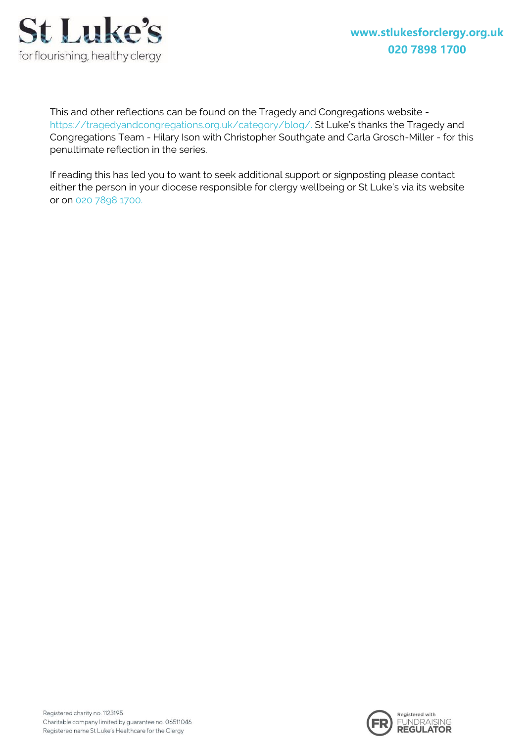This and other reflections can be found on the Tragedy and Congregations website - https://tragedyandcongregations.org.uk/category/blog/. St Luke's thanks the Tragedy and Congregations Team - Hilary Ison with Christopher Southgate and Carla Grosch-Miller - for this penultimate reflection in the series.

If reading this has led you to want to seek additional support or signposting please contact either the person in your diocese responsible for clergy wellbeing or St Luke's via its website or on 020 7898 1700.